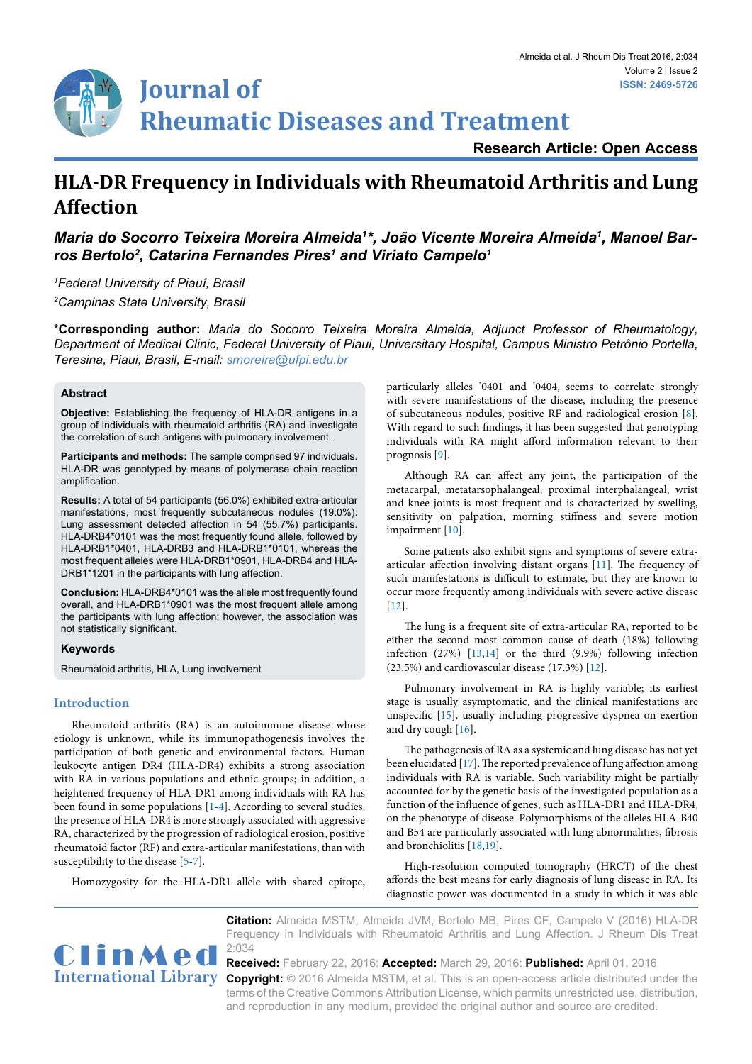Research Article: Open Access

# HLA-DR Frequency in Individuals with Rheumatoid Arthritis and Lung Affection

***Maria do Socorro Teixeira Moreira Almeida[1]\*, João Vicente Moreira Almeida[1], Manoel Barros Bertolo[2], Catarina Fernandes Pires[1] and Viriato Campelo[1]***

*[1]Federal University of Piauí, Brasil*

*[2]Campinas State University, Brasil*

**\*Corresponding author:** *Maria do Socorro Teixeira Moreira Almeida, Adjunct Professor of Rheumatology, Department of Medical Clinic, Federal University of Piaui, Universitary Hospital, Campus Ministro Petrônio Portella, Teresina, Piaui, Brasil, E-mail: smoreira@ufpi.edu.br*

## Abstract

**Objective:** Establishing the frequency of HLA-DR antigens in a group of individuals with rheumatoid arthritis (RA) and investigate the correlation of such antigens with pulmonary involvement.

**Participants and methods:** The sample comprised 97 individuals. HLA-DR was genotyped by means of polymerase chain reaction amplification.

**Results:** A total of 54 participants (56.0%) exhibited extra-articular manifestations, most frequently subcutaneous nodules (19.0%). Lung assessment detected affection in 54 (55.7%) participants. HLA-DRB4\*0101 was the most frequently found allele, followed by HLA-DRB1\*0401, HLA-DRB3 and HLA-DRB1\*0101, whereas the most frequent alleles were HLA-DRB1\*0901, HLA-DRB4 and HLA-DRB1\*1201 in the participants with lung affection.

**Conclusion:** HLA-DRB4\*0101 was the allele most frequently found overall, and HLA-DRB1\*0901 was the most frequent allele among the participants with lung affection; however, the association was not statistically significant.

### Keywords

Rheumatoid arthritis, HLA, Lung involvement

## Introduction

Rheumatoid arthritis (RA) is an autoimmune disease whose etiology is unknown, while its immunopathogenesis involves the participation of both genetic and environmental factors. Human leukocyte antigen DR4 (HLA-DR4) exhibits a strong association with RA in various populations and ethnic groups; in addition, a heightened frequency of HLA-DR1 among individuals with RA has been found in some populations [1-4]. According to several studies, the presence of HLA-DR4 is more strongly associated with aggressive RA, characterized by the progression of radiological erosion, positive rheumatoid factor (RF) and extra-articular manifestations, than with susceptibility to the disease [5-7].

Homozygosity for the HLA-DR1 allele with shared epitope, particularly alleles \*0401 and \*0404, seems to correlate strongly with severe manifestations of the disease, including the presence of subcutaneous nodules, positive RF and radiological erosion [8]. With regard to such findings, it has been suggested that genotyping individuals with RA might afford information relevant to their prognosis [9].

Although RA can affect any joint, the participation of the metacarpal, metatarsophalangeal, proximal interphalangeal, wrist and knee joints is most frequent and is characterized by swelling, sensitivity on palpation, morning stiffness and severe motion impairment [10].

Some patients also exhibit signs and symptoms of severe extra-articular affection involving distant organs [11]. The frequency of such manifestations is difficult to estimate, but they are known to occur more frequently among individuals with severe active disease [12].

The lung is a frequent site of extra-articular RA, reported to be either the second most common cause of death (18%) following infection (27%) [13,14] or the third (9.9%) following infection (23.5%) and cardiovascular disease (17.3%) [12].

Pulmonary involvement in RA is highly variable; its earliest stage is usually asymptomatic, and the clinical manifestations are unspecific [15], usually including progressive dyspnea on exertion and dry cough [16].

The pathogenesis of RA as a systemic and lung disease has not yet been elucidated [17]. The reported prevalence of lung affection among individuals with RA is variable. Such variability might be partially accounted for by the genetic basis of the investigated population as a function of the influence of genes, such as HLA-DR1 and HLA-DR4, on the phenotype of disease. Polymorphisms of the alleles HLA-B40 and B54 are particularly associated with lung abnormalities, fibrosis and bronchiolitis [18,19].

High-resolution computed tomography (HRCT) of the chest affords the best means for early diagnosis of lung disease in RA. Its diagnostic power was documented in a study in which it was able

**Citation:** Almeida MSTM, Almeida JVM, Bertolo MB, Pires CF, Campelo V (2016) HLA-DR Frequency in Individuals with Rheumatoid Arthritis and Lung Affection. J Rheum Dis Treat 2:034

**Received:** February 22, 2016: **Accepted:** March 29, 2016: **Published:** April 01, 2016

**Copyright:** © 2016 Almeida MSTM, et al. This is an open-access article distributed under the terms of the Creative Commons Attribution License, which permits unrestricted use, distribution, and reproduction in any medium, provided the original author and source are credited.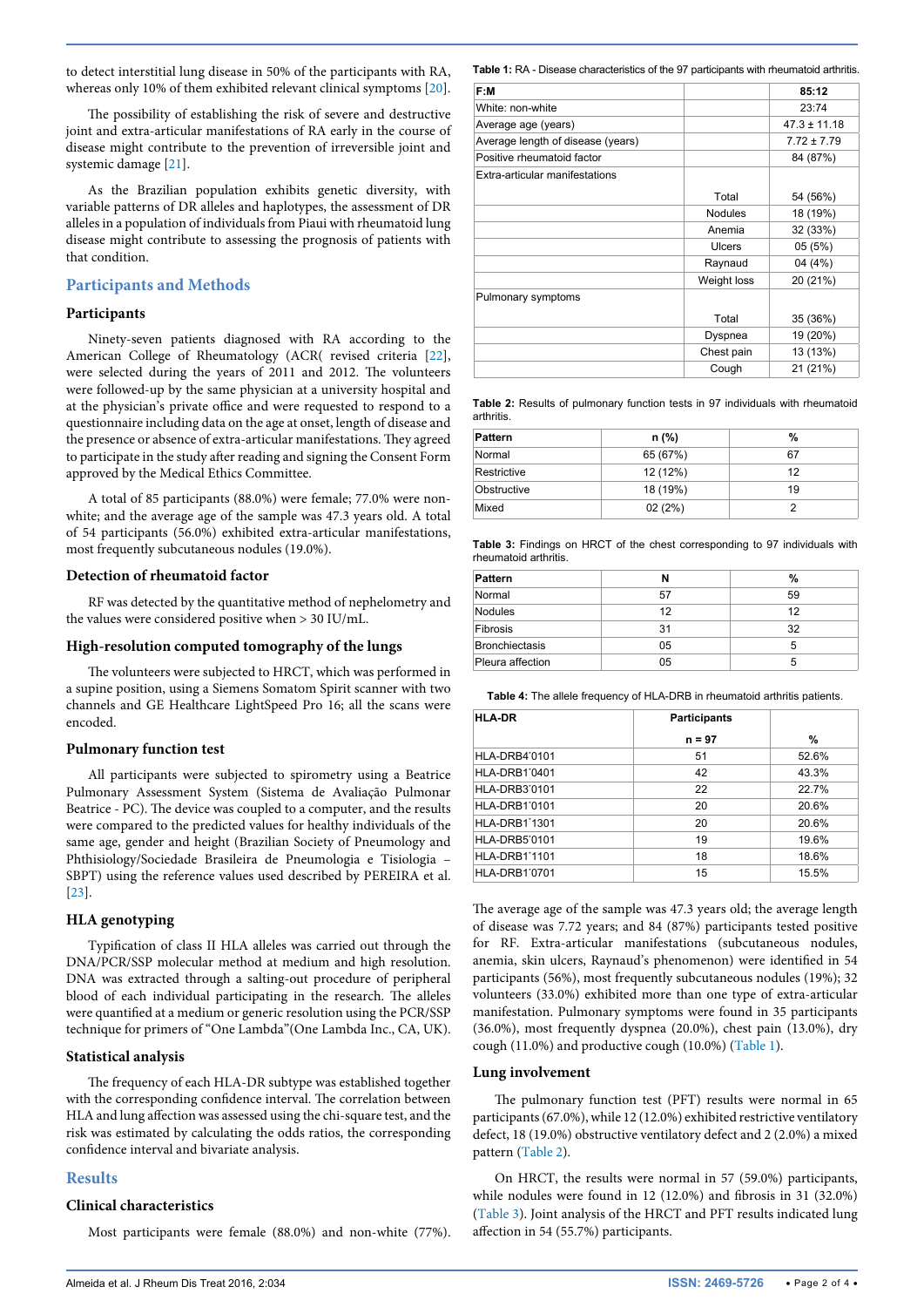to detect interstitial lung disease in 50% of the participants with RA, whereas only 10% of them exhibited relevant clinical symptoms [20].

The possibility of establishing the risk of severe and destructive joint and extra-articular manifestations of RA early in the course of disease might contribute to the prevention of irreversible joint and systemic damage [21].

As the Brazilian population exhibits genetic diversity, with variable patterns of DR alleles and haplotypes, the assessment of DR alleles in a population of individuals from Piaui with rheumatoid lung disease might contribute to assessing the prognosis of patients with that condition.

## Participants and Methods

### Participants

Ninety-seven patients diagnosed with RA according to the American College of Rheumatology (ACR( revised criteria [22], were selected during the years of 2011 and 2012. The volunteers were followed-up by the same physician at a university hospital and at the physician's private office and were requested to respond to a questionnaire including data on the age at onset, length of disease and the presence or absence of extra-articular manifestations. They agreed to participate in the study after reading and signing the Consent Form approved by the Medical Ethics Committee.

A total of 85 participants (88.0%) were female; 77.0% were non-white; and the average age of the sample was 47.3 years old. A total of 54 participants (56.0%) exhibited extra-articular manifestations, most frequently subcutaneous nodules (19.0%).

### Detection of rheumatoid factor

RF was detected by the quantitative method of nephelometry and the values were considered positive when > 30 IU/mL.

### High-resolution computed tomography of the lungs

The volunteers were subjected to HRCT, which was performed in a supine position, using a Siemens Somatom Spirit scanner with two channels and GE Healthcare LightSpeed Pro 16; all the scans were encoded.

### Pulmonary function test

All participants were subjected to spirometry using a Beatrice Pulmonary Assessment System (Sistema de Avaliação Pulmonar Beatrice - PC). The device was coupled to a computer, and the results were compared to the predicted values for healthy individuals of the same age, gender and height (Brazilian Society of Pneumology and Phthisiology/Sociedade Brasileira de Pneumologia e Tisiologia – SBPT) using the reference values used described by PEREIRA et al. [23].

### HLA genotyping

Typification of class II HLA alleles was carried out through the DNA/PCR/SSP molecular method at medium and high resolution. DNA was extracted through a salting-out procedure of peripheral blood of each individual participating in the research. The alleles were quantified at a medium or generic resolution using the PCR/SSP technique for primers of "One Lambda"(One Lambda Inc., CA, UK).

### Statistical analysis

The frequency of each HLA-DR subtype was established together with the corresponding confidence interval. The correlation between HLA and lung affection was assessed using the chi-square test, and the risk was estimated by calculating the odds ratios, the corresponding confidence interval and bivariate analysis.

## Results

### Clinical characteristics

Most participants were female (88.0%) and non-white (77%). The average age of the sample was 47.3 years old; the average length of disease was 7.72 years; and 84 (87%) participants tested positive for RF. Extra-articular manifestations (subcutaneous nodules, anemia, skin ulcers, Raynaud's phenomenon) were identified in 54 participants (56%), most frequently subcutaneous nodules (19%); 32 volunteers (33.0%) exhibited more than one type of extra-articular manifestation. Pulmonary symptoms were found in 35 participants (36.0%), most frequently dyspnea (20.0%), chest pain (13.0%), dry cough (11.0%) and productive cough (10.0%) (Table 1).

**Table 1:** RA - Disease characteristics of the 97 participants with rheumatoid arthritis.

| F:M | | 85:12 |
|---|---|---|
| White: non-white | | 23:74 |
| Average age (years) | | 47.3 ± 11.18 |
| Average length of disease (years) | | 7.72 ± 7.79 |
| Positive rheumatoid factor | | 84 (87%) |
| Extra-articular manifestations | | |
| | Total | 54 (56%) |
| | Nodules | 18 (19%) |
| | Anemia | 32 (33%) |
| | Ulcers | 05 (5%) |
| | Raynaud | 04 (4%) |
| | Weight loss | 20 (21%) |
| Pulmonary symptoms | | |
| | Total | 35 (36%) |
| | Dyspnea | 19 (20%) |
| | Chest pain | 13 (13%) |
| | Cough | 21 (21%) |

**Table 2:** Results of pulmonary function tests in 97 individuals with rheumatoid arthritis.

| Pattern | n (%) | % |
|---|---|---|
| Normal | 65 (67%) | 67 |
| Restrictive | 12 (12%) | 12 |
| Obstructive | 18 (19%) | 19 |
| Mixed | 02 (2%) | 2 |

**Table 3:** Findings on HRCT of the chest corresponding to 97 individuals with rheumatoid arthritis.

| Pattern | N | % |
|---|---|---|
| Normal | 57 | 59 |
| Nodules | 12 | 12 |
| Fibrosis | 31 | 32 |
| Bronchiectasis | 05 | 5 |
| Pleura affection | 05 | 5 |

**Table 4:** The allele frequency of HLA-DRB in rheumatoid arthritis patients.

| HLA-DR | Participants | |
|---|---|---|
| | n = 97 | % |
| HLA-DRB4*0101 | 51 | 52.6% |
| HLA-DRB1*0401 | 42 | 43.3% |
| HLA-DRB3*0101 | 22 | 22.7% |
| HLA-DRB1*0101 | 20 | 20.6% |
| HLA-DRB1*1301 | 20 | 20.6% |
| HLA-DRB5*0101 | 19 | 19.6% |
| HLA-DRB1*1101 | 18 | 18.6% |
| HLA-DRB1*0701 | 15 | 15.5% |

### Lung involvement

The pulmonary function test (PFT) results were normal in 65 participants (67.0%), while 12 (12.0%) exhibited restrictive ventilatory defect, 18 (19.0%) obstructive ventilatory defect and 2 (2.0%) a mixed pattern (Table 2).

On HRCT, the results were normal in 57 (59.0%) participants, while nodules were found in 12 (12.0%) and fibrosis in 31 (32.0%) (Table 3). Joint analysis of the HRCT and PFT results indicated lung affection in 54 (55.7%) participants.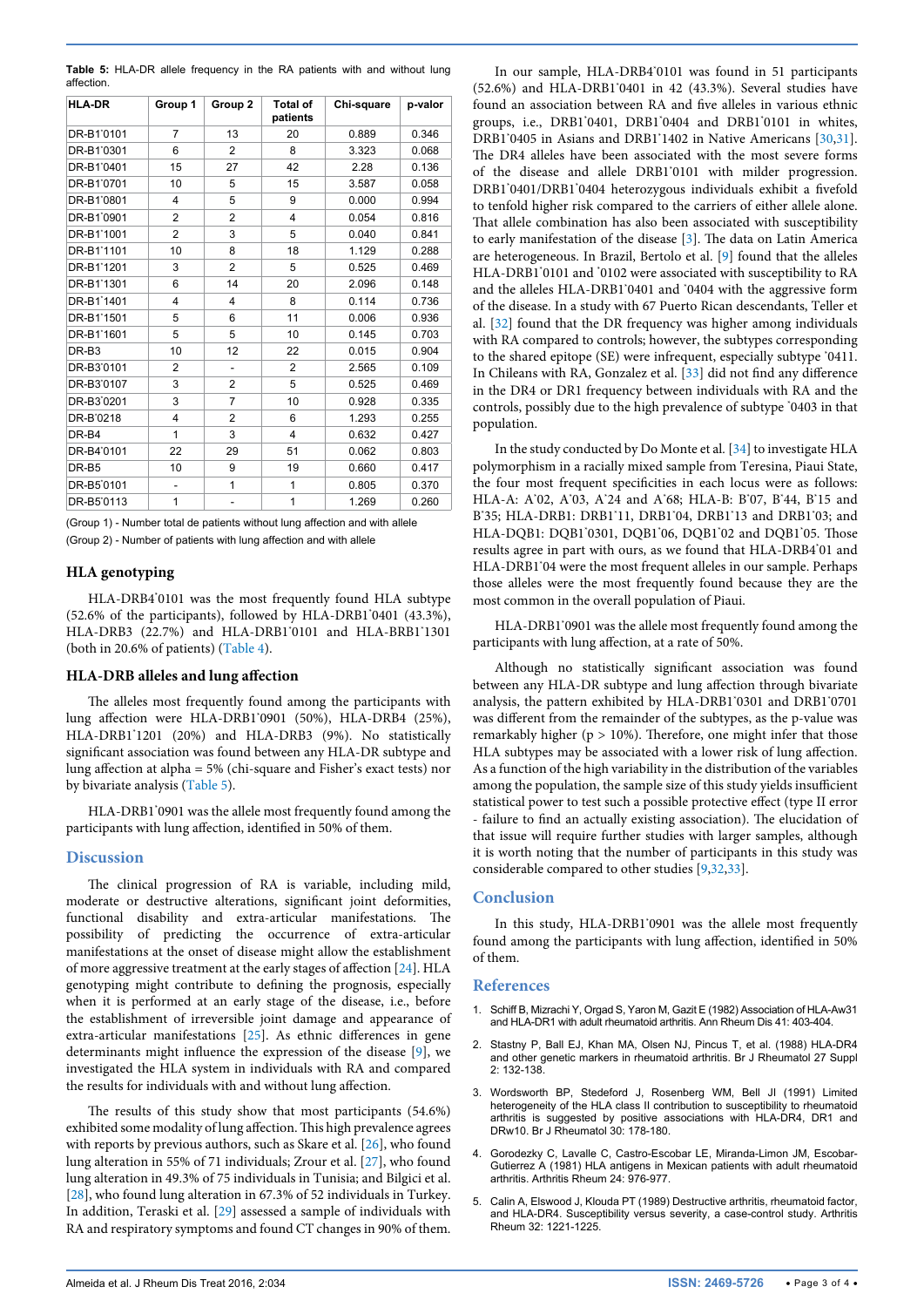**Table 5:** HLA-DR allele frequency in the RA patients with and without lung affection.

| HLA-DR | Group 1 | Group 2 | Total of patients | Chi-square | p-valor |
|---|---|---|---|---|---|
| DR-B1*0101 | 7 | 13 | 20 | 0.889 | 0.346 |
| DR-B1*0301 | 6 | 2 | 8 | 3.323 | 0.068 |
| DR-B1*0401 | 15 | 27 | 42 | 2.28 | 0.136 |
| DR-B1*0701 | 10 | 5 | 15 | 3.587 | 0.058 |
| DR-B1*0801 | 4 | 5 | 9 | 0.000 | 0.994 |
| DR-B1*0901 | 2 | 2 | 4 | 0.054 | 0.816 |
| DR-B1*1001 | 2 | 3 | 5 | 0.040 | 0.841 |
| DR-B1*1101 | 10 | 8 | 18 | 1.129 | 0.288 |
| DR-B1*1201 | 3 | 2 | 5 | 0.525 | 0.469 |
| DR-B1*1301 | 6 | 14 | 20 | 2.096 | 0.148 |
| DR-B1*1401 | 4 | 4 | 8 | 0.114 | 0.736 |
| DR-B1*1501 | 5 | 6 | 11 | 0.006 | 0.936 |
| DR-B1*1601 | 5 | 5 | 10 | 0.145 | 0.703 |
| DR-B3 | 10 | 12 | 22 | 0.015 | 0.904 |
| DR-B3*0101 | 2 | - | 2 | 2.565 | 0.109 |
| DR-B3*0107 | 3 | 2 | 5 | 0.525 | 0.469 |
| DR-B3*0201 | 3 | 7 | 10 | 0.928 | 0.335 |
| DR-B*0218 | 4 | 2 | 6 | 1.293 | 0.255 |
| DR-B4 | 1 | 3 | 4 | 0.632 | 0.427 |
| DR-B4*0101 | 22 | 29 | 51 | 0.062 | 0.803 |
| DR-B5 | 10 | 9 | 19 | 0.660 | 0.417 |
| DR-B5*0101 | - | 1 | 1 | 0.805 | 0.370 |
| DR-B5*0113 | 1 | - | 1 | 1.269 | 0.260 |

(Group 1) - Number total de patients without lung affection and with allele
(Group 2) - Number of patients with lung affection and with allele

### HLA genotyping

HLA-DRB4*0101 was the most frequently found HLA subtype (52.6% of the participants), followed by HLA-DRB1*0401 (43.3%), HLA-DRB3 (22.7%) and HLA-DRB1*0101 and HLA-BRB1*1301 (both in 20.6% of patients) (Table 4).

### HLA-DRB alleles and lung affection

The alleles most frequently found among the participants with lung affection were HLA-DRB1*0901 (50%), HLA-DRB4 (25%), HLA-DRB1*1201 (20%) and HLA-DRB3 (9%). No statistically significant association was found between any HLA-DR subtype and lung affection at alpha = 5% (chi-square and Fisher's exact tests) nor by bivariate analysis (Table 5).

HLA-DRB1*0901 was the allele most frequently found among the participants with lung affection, identified in 50% of them.

## Discussion

The clinical progression of RA is variable, including mild, moderate or destructive alterations, significant joint deformities, functional disability and extra-articular manifestations. The possibility of predicting the occurrence of extra-articular manifestations at the onset of disease might allow the establishment of more aggressive treatment at the early stages of affection [24]. HLA genotyping might contribute to defining the prognosis, especially when it is performed at an early stage of the disease, i.e., before the establishment of irreversible joint damage and appearance of extra-articular manifestations [25]. As ethnic differences in gene determinants might influence the expression of the disease [9], we investigated the HLA system in individuals with RA and compared the results for individuals with and without lung affection.

The results of this study show that most participants (54.6%) exhibited some modality of lung affection. This high prevalence agrees with reports by previous authors, such as Skare et al. [26], who found lung alteration in 55% of 71 individuals; Zrour et al. [27], who found lung alteration in 49.3% of 75 individuals in Tunisia; and Bilgici et al. [28], who found lung alteration in 67.3% of 52 individuals in Turkey. In addition, Teraski et al. [29] assessed a sample of individuals with RA and respiratory symptoms and found CT changes in 90% of them.

In our sample, HLA-DRB4*0101 was found in 51 participants (52.6%) and HLA-DRB1*0401 in 42 (43.3%). Several studies have found an association between RA and five alleles in various ethnic groups, i.e., DRB1*0401, DRB1*0404 and DRB1*0101 in whites, DRB1*0405 in Asians and DRB1*1402 in Native Americans [30,31]. The DR4 alleles have been associated with the most severe forms of the disease and allele DRB1*0101 with milder progression. DRB1*0401/DRB1*0404 heterozygous individuals exhibit a fivefold to tenfold higher risk compared to the carriers of either allele alone. That allele combination has also been associated with susceptibility to early manifestation of the disease [3]. The data on Latin America are heterogeneous. In Brazil, Bertolo et al. [9] found that the alleles HLA-DRB1*0101 and *0102 were associated with susceptibility to RA and the alleles HLA-DRB1*0401 and *0404 with the aggressive form of the disease. In a study with 67 Puerto Rican descendants, Teller et al. [32] found that the DR frequency was higher among individuals with RA compared to controls; however, the subtypes corresponding to the shared epitope (SE) were infrequent, especially subtype *0411. In Chileans with RA, Gonzalez et al. [33] did not find any difference in the DR4 or DR1 frequency between individuals with RA and the controls, possibly due to the high prevalence of subtype *0403 in that population.

In the study conducted by Do Monte et al. [34] to investigate HLA polymorphism in a racially mixed sample from Teresina, Piaui State, the four most frequent specificities in each locus were as follows: HLA-A: A*02, A*03, A*24 and A*68; HLA-B: B*07, B*44, B*15 and B*35; HLA-DRB1: DRB1*11, DRB1*04, DRB1*13 and DRB1*03; and HLA-DQB1: DQB1*0301, DQB1*06, DQB1*02 and DQB1*05. Those results agree in part with ours, as we found that HLA-DRB4*01 and HLA-DRB1*04 were the most frequent alleles in our sample. Perhaps those alleles were the most frequently found because they are the most common in the overall population of Piaui.

HLA-DRB1*0901 was the allele most frequently found among the participants with lung affection, at a rate of 50%.

Although no statistically significant association was found between any HLA-DR subtype and lung affection through bivariate analysis, the pattern exhibited by HLA-DRB1*0301 and DRB1*0701 was different from the remainder of the subtypes, as the p-value was remarkably higher (p > 10%). Therefore, one might infer that those HLA subtypes may be associated with a lower risk of lung affection. As a function of the high variability in the distribution of the variables among the population, the sample size of this study yields insufficient statistical power to test such a possible protective effect (type II error - failure to find an actually existing association). The elucidation of that issue will require further studies with larger samples, although it is worth noting that the number of participants in this study was considerable compared to other studies [9,32,33].

## Conclusion

In this study, HLA-DRB1*0901 was the allele most frequently found among the participants with lung affection, identified in 50% of them.

## References

1. Schiff B, Mizrachi Y, Orgad S, Yaron M, Gazit E (1982) Association of HLA-Aw31 and HLA-DR1 with adult rheumatoid arthritis. Ann Rheum Dis 41: 403-404.
2. Stastny P, Ball EJ, Khan MA, Olsen NJ, Pincus T, et al. (1988) HLA-DR4 and other genetic markers in rheumatoid arthritis. Br J Rheumatol 27 Suppl 2: 132-138.
3. Wordsworth BP, Stedeford J, Rosenberg WM, Bell JI (1991) Limited heterogeneity of the HLA class II contribution to susceptibility to rheumatoid arthritis is suggested by positive associations with HLA-DR4, DR1 and DRw10. Br J Rheumatol 30: 178-180.
4. Gorodezky C, Lavalle C, Castro-Escobar LE, Miranda-Limon JM, Escobar-Gutierrez A (1981) HLA antigens in Mexican patients with adult rheumatoid arthritis. Arthritis Rheum 24: 976-977.
5. Calin A, Elswood J, Klouda PT (1989) Destructive arthritis, rheumatoid factor, and HLA-DR4. Susceptibility versus severity, a case-control study. Arthritis Rheum 32: 1221-1225.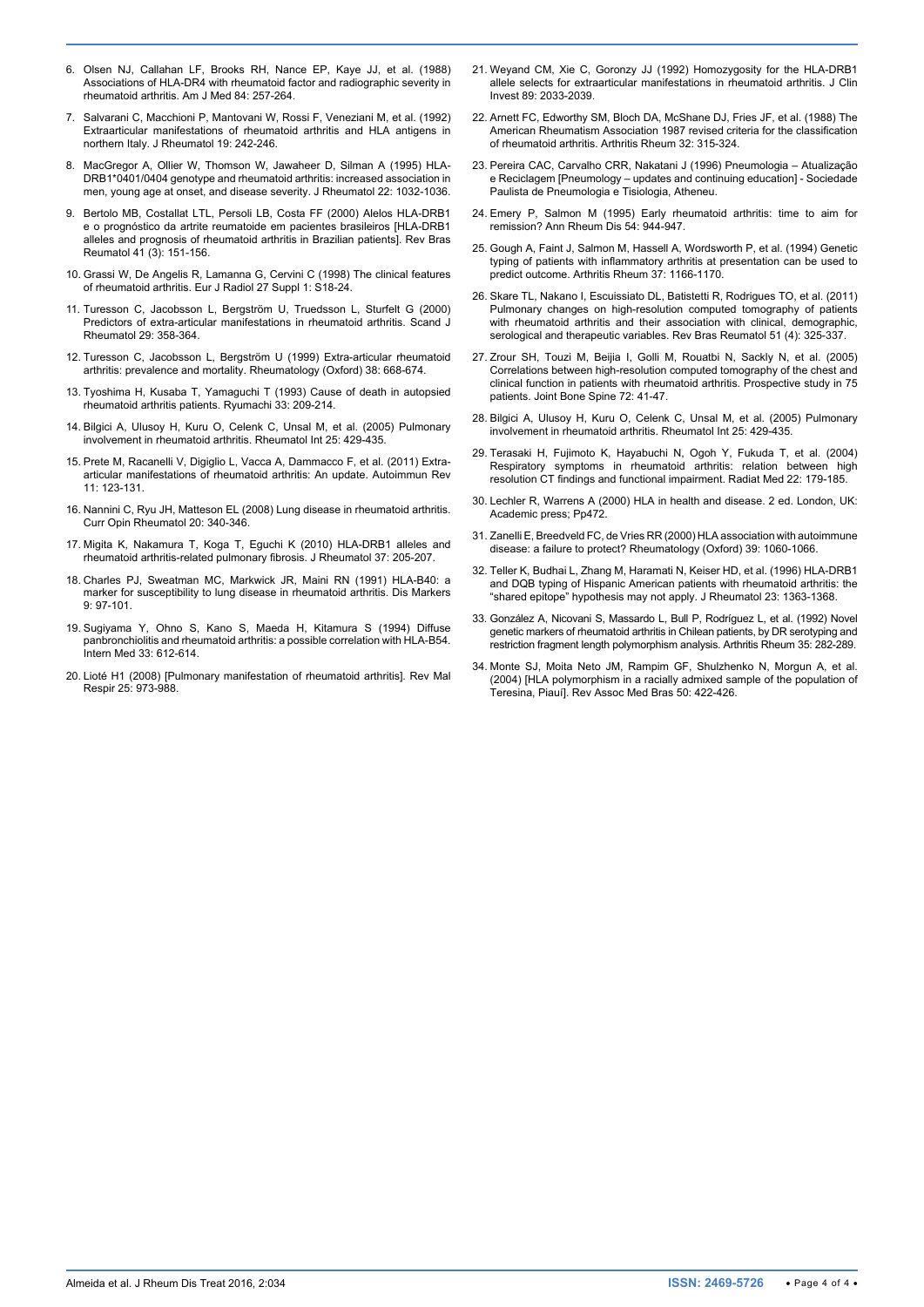6. Olsen NJ, Callahan LF, Brooks RH, Nance EP, Kaye JJ, et al. (1988) Associations of HLA-DR4 with rheumatoid factor and radiographic severity in rheumatoid arthritis. Am J Med 84: 257-264.
7. Salvarani C, Macchioni P, Mantovani W, Rossi F, Veneziani M, et al. (1992) Extraarticular manifestations of rheumatoid arthritis and HLA antigens in northern Italy. J Rheumatol 19: 242-246.
8. MacGregor A, Ollier W, Thomson W, Jawaheer D, Silman A (1995) HLA-DRB1*0401/0404 genotype and rheumatoid arthritis: increased association in men, young age at onset, and disease severity. J Rheumatol 22: 1032-1036.
9. Bertolo MB, Costallat LTL, Persoli LB, Costa FF (2000) Alelos HLA-DRB1 e o prognóstico da artrite reumatoide em pacientes brasileiros [HLA-DRB1 alleles and prognosis of rheumatoid arthritis in Brazilian patients]. Rev Bras Reumatol 41 (3): 151-156.
10. Grassi W, De Angelis R, Lamanna G, Cervini C (1998) The clinical features of rheumatoid arthritis. Eur J Radiol 27 Suppl 1: S18-24.
11. Turesson C, Jacobsson L, Bergström U, Truedsson L, Sturfelt G (2000) Predictors of extra-articular manifestations in rheumatoid arthritis. Scand J Rheumatol 29: 358-364.
12. Turesson C, Jacobsson L, Bergström U (1999) Extra-articular rheumatoid arthritis: prevalence and mortality. Rheumatology (Oxford) 38: 668-674.
13. Tyoshima H, Kusaba T, Yamaguchi T (1993) Cause of death in autopsied rheumatoid arthritis patients. Ryumachi 33: 209-214.
14. Bilgici A, Ulusoy H, Kuru O, Celenk C, Unsal M, et al. (2005) Pulmonary involvement in rheumatoid arthritis. Rheumatol Int 25: 429-435.
15. Prete M, Racanelli V, Digiglio L, Vacca A, Dammacco F, et al. (2011) Extra-articular manifestations of rheumatoid arthritis: An update. Autoimmun Rev 11: 123-131.
16. Nannini C, Ryu JH, Matteson EL (2008) Lung disease in rheumatoid arthritis. Curr Opin Rheumatol 20: 340-346.
17. Migita K, Nakamura T, Koga T, Eguchi K (2010) HLA-DRB1 alleles and rheumatoid arthritis-related pulmonary fibrosis. J Rheumatol 37: 205-207.
18. Charles PJ, Sweatman MC, Markwick JR, Maini RN (1991) HLA-B40: a marker for susceptibility to lung disease in rheumatoid arthritis. Dis Markers 9: 97-101.
19. Sugiyama Y, Ohno S, Kano S, Maeda H, Kitamura S (1994) Diffuse panbronchiolitis and rheumatoid arthritis: a possible correlation with HLA-B54. Intern Med 33: 612-614.
20. Lioté H1 (2008) [Pulmonary manifestation of rheumatoid arthritis]. Rev Mal Respir 25: 973-988.
21. Weyand CM, Xie C, Goronzy JJ (1992) Homozygosity for the HLA-DRB1 allele selects for extraarticular manifestations in rheumatoid arthritis. J Clin Invest 89: 2033-2039.
22. Arnett FC, Edworthy SM, Bloch DA, McShane DJ, Fries JF, et al. (1988) The American Rheumatism Association 1987 revised criteria for the classification of rheumatoid arthritis. Arthritis Rheum 32: 315-324.
23. Pereira CAC, Carvalho CRR, Nakatani J (1996) Pneumologia – Atualização e Reciclagem [Pneumology – updates and continuing education] - Sociedade Paulista de Pneumologia e Tisiologia, Atheneu.
24. Emery P, Salmon M (1995) Early rheumatoid arthritis: time to aim for remission? Ann Rheum Dis 54: 944-947.
25. Gough A, Faint J, Salmon M, Hassell A, Wordsworth P, et al. (1994) Genetic typing of patients with inflammatory arthritis at presentation can be used to predict outcome. Arthritis Rheum 37: 1166-1170.
26. Skare TL, Nakano I, Escuissiato DL, Batistetti R, Rodrigues TO, et al. (2011) Pulmonary changes on high-resolution computed tomography of patients with rheumatoid arthritis and their association with clinical, demographic, serological and therapeutic variables. Rev Bras Reumatol 51 (4): 325-337.
27. Zrour SH, Touzi M, Beijia I, Golli M, Rouatbi N, Sackly N, et al. (2005) Correlations between high-resolution computed tomography of the chest and clinical function in patients with rheumatoid arthritis. Prospective study in 75 patients. Joint Bone Spine 72: 41-47.
28. Bilgici A, Ulusoy H, Kuru O, Celenk C, Unsal M, et al. (2005) Pulmonary involvement in rheumatoid arthritis. Rheumatol Int 25: 429-435.
29. Terasaki H, Fujimoto K, Hayabuchi N, Ogoh Y, Fukuda T, et al. (2004) Respiratory symptoms in rheumatoid arthritis: relation between high resolution CT findings and functional impairment. Radiat Med 22: 179-185.
30. Lechler R, Warrens A (2000) HLA in health and disease. 2 ed. London, UK: Academic press; Pp472.
31. Zanelli E, Breedveld FC, de Vries RR (2000) HLA association with autoimmune disease: a failure to protect? Rheumatology (Oxford) 39: 1060-1066.
32. Teller K, Budhai L, Zhang M, Haramati N, Keiser HD, et al. (1996) HLA-DRB1 and DQB typing of Hispanic American patients with rheumatoid arthritis: the "shared epitope" hypothesis may not apply. J Rheumatol 23: 1363-1368.
33. González A, Nicovani S, Massardo L, Bull P, Rodríguez L, et al. (1992) Novel genetic markers of rheumatoid arthritis in Chilean patients, by DR serotyping and restriction fragment length polymorphism analysis. Arthritis Rheum 35: 282-289.
34. Monte SJ, Moita Neto JM, Rampim GF, Shulzhenko N, Morgun A, et al. (2004) [HLA polymorphism in a racially admixed sample of the population of Teresina, Piauí]. Rev Assoc Med Bras 50: 422-426.